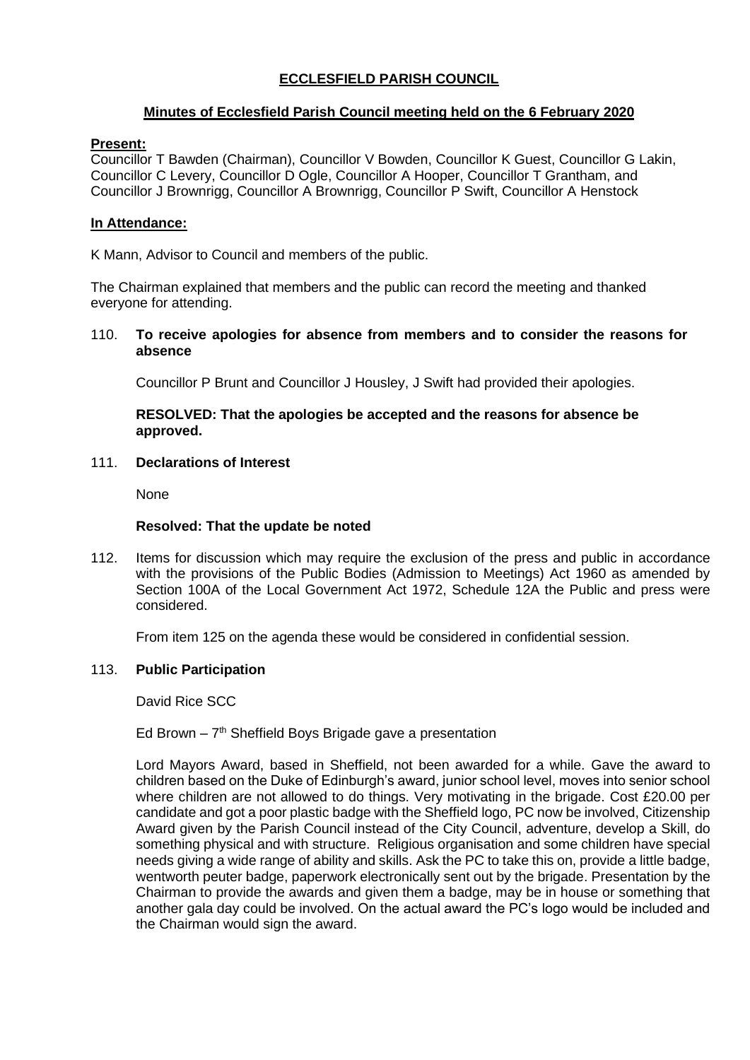# ECCLESFIELD PARISH COUNCIL

## Minutes of Ecclesfield Parish Council meeting held on the 6 February 2020

**Present:**

Councillor T Bawden (Chairman), Councillor V Bowden, Councillor K Guest, Councillor G Lakin, Councillor C Levery, Councillor D Ogle, Councillor A Hooper, Councillor T Grantham, and Councillor J Brownrigg, Councillor A Brownrigg, Councillor P Swift, Councillor A Henstock

**In Attendance:**

K Mann, Advisor to Council and members of the public.

The Chairman explained that members and the public can record the meeting and thanked everyone for attending.

110. **To receive apologies for absence from members and to consider the reasons for absence**

   Councillor P Brunt and Councillor J Housley, J Swift had provided their apologies.

   **RESOLVED: That the apologies be accepted and the reasons for absence be approved.**

111. **Declarations of Interest**

   None

   **Resolved: That the update be noted**

112. Items for discussion which may require the exclusion of the press and public in accordance with the provisions of the Public Bodies (Admission to Meetings) Act 1960 as amended by Section 100A of the Local Government Act 1972, Schedule 12A the Public and press were considered.

   From item 125 on the agenda these would be considered in confidential session.

113. **Public Participation**

   David Rice SCC

   Ed Brown – 7th Sheffield Boys Brigade gave a presentation

   Lord Mayors Award, based in Sheffield, not been awarded for a while. Gave the award to children based on the Duke of Edinburgh's award, junior school level, moves into senior school where children are not allowed to do things. Very motivating in the brigade. Cost £20.00 per candidate and got a poor plastic badge with the Sheffield logo, PC now be involved, Citizenship Award given by the Parish Council instead of the City Council, adventure, develop a Skill, do something physical and with structure. Religious organisation and some children have special needs giving a wide range of ability and skills. Ask the PC to take this on, provide a little badge, wentworth peuter badge, paperwork electronically sent out by the brigade. Presentation by the Chairman to provide the awards and given them a badge, may be in house or something that another gala day could be involved. On the actual award the PC's logo would be included and the Chairman would sign the award.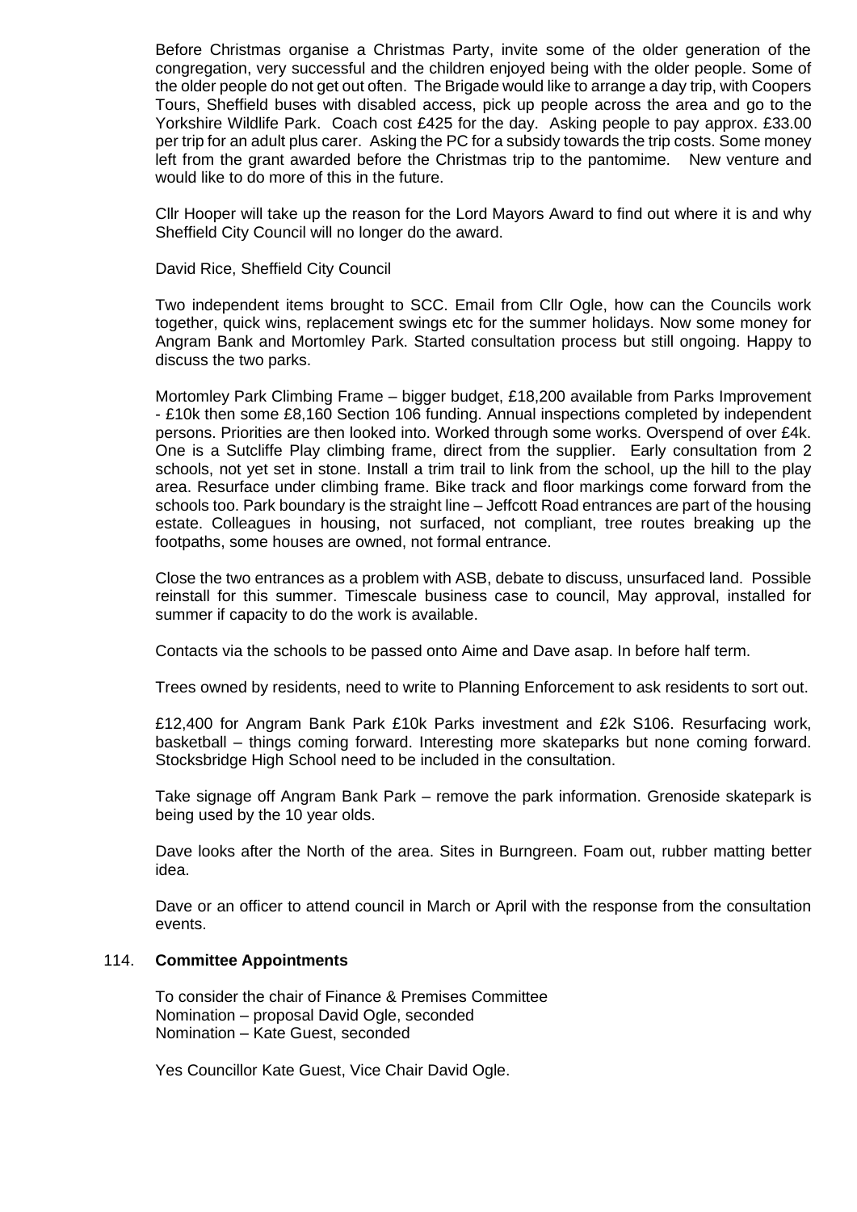Before Christmas organise a Christmas Party, invite some of the older generation of the congregation, very successful and the children enjoyed being with the older people. Some of the older people do not get out often. The Brigade would like to arrange a day trip, with Coopers Tours, Sheffield buses with disabled access, pick up people across the area and go to the Yorkshire Wildlife Park. Coach cost £425 for the day. Asking people to pay approx. £33.00 per trip for an adult plus carer. Asking the PC for a subsidy towards the trip costs. Some money left from the grant awarded before the Christmas trip to the pantomime. New venture and would like to do more of this in the future.

Cllr Hooper will take up the reason for the Lord Mayors Award to find out where it is and why Sheffield City Council will no longer do the award.

David Rice, Sheffield City Council

Two independent items brought to SCC. Email from Cllr Ogle, how can the Councils work together, quick wins, replacement swings etc for the summer holidays. Now some money for Angram Bank and Mortomley Park. Started consultation process but still ongoing. Happy to discuss the two parks.

Mortomley Park Climbing Frame – bigger budget, £18,200 available from Parks Improvement - £10k then some £8,160 Section 106 funding. Annual inspections completed by independent persons. Priorities are then looked into. Worked through some works. Overspend of over £4k. One is a Sutcliffe Play climbing frame, direct from the supplier. Early consultation from 2 schools, not yet set in stone. Install a trim trail to link from the school, up the hill to the play area. Resurface under climbing frame. Bike track and floor markings come forward from the schools too. Park boundary is the straight line – Jeffcott Road entrances are part of the housing estate. Colleagues in housing, not surfaced, not compliant, tree routes breaking up the footpaths, some houses are owned, not formal entrance.

Close the two entrances as a problem with ASB, debate to discuss, unsurfaced land. Possible reinstall for this summer. Timescale business case to council, May approval, installed for summer if capacity to do the work is available.

Contacts via the schools to be passed onto Aime and Dave asap. In before half term.

Trees owned by residents, need to write to Planning Enforcement to ask residents to sort out.

£12,400 for Angram Bank Park £10k Parks investment and £2k S106. Resurfacing work, basketball – things coming forward. Interesting more skateparks but none coming forward. Stocksbridge High School need to be included in the consultation.

Take signage off Angram Bank Park – remove the park information. Grenoside skatepark is being used by the 10 year olds.

Dave looks after the North of the area. Sites in Burngreen. Foam out, rubber matting better idea.

Dave or an officer to attend council in March or April with the response from the consultation events.

## 114. **Committee Appointments**

To consider the chair of Finance & Premises Committee
Nomination – proposal David Ogle, seconded
Nomination – Kate Guest, seconded

Yes Councillor Kate Guest, Vice Chair David Ogle.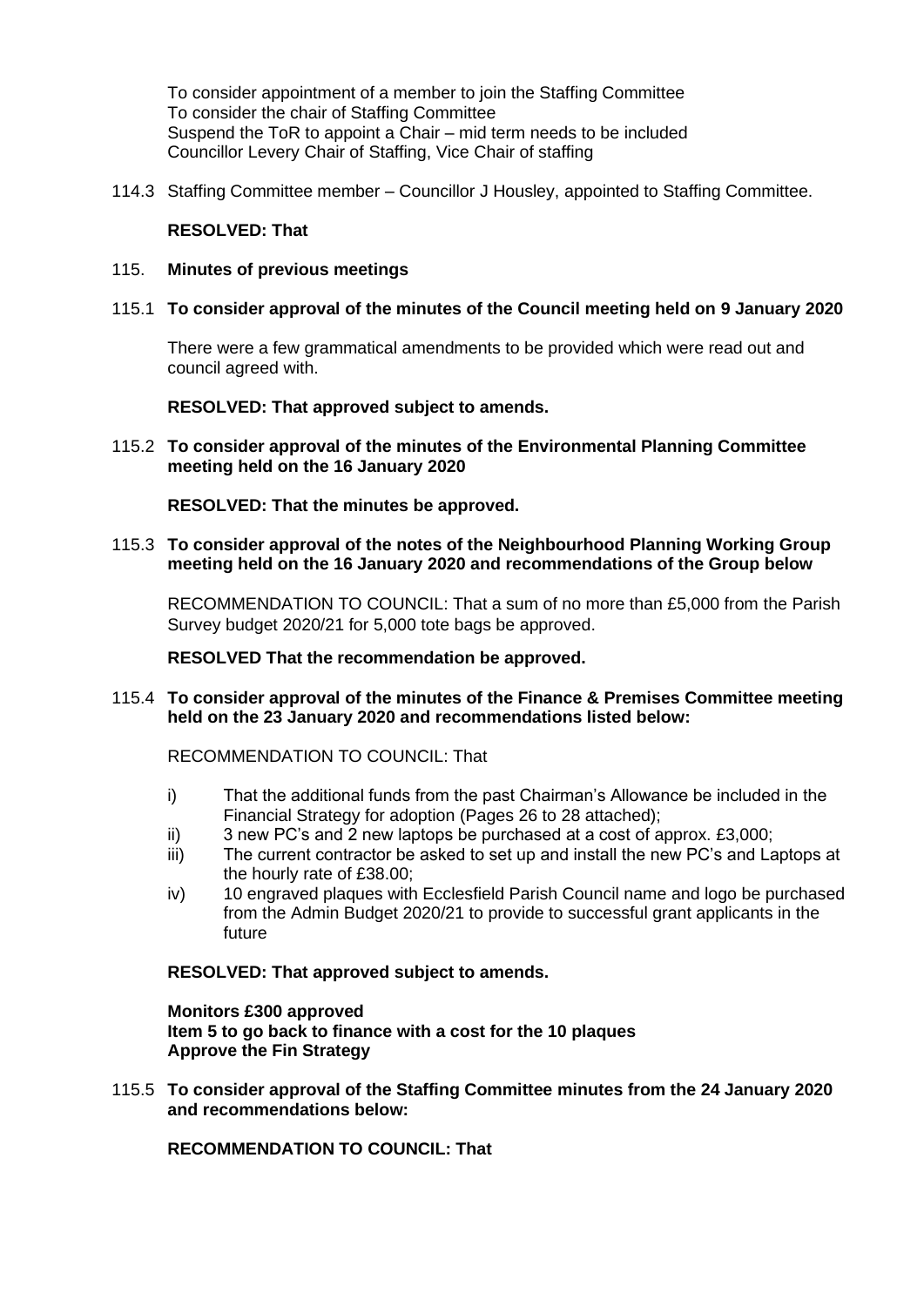To consider appointment of a member to join the Staffing Committee
To consider the chair of Staffing Committee
Suspend the ToR to appoint a Chair – mid term needs to be included
Councillor Levery Chair of Staffing, Vice Chair of staffing

114.3 Staffing Committee member – Councillor J Housley, appointed to Staffing Committee.

**RESOLVED: That**

115. **Minutes of previous meetings**

115.1 **To consider approval of the minutes of the Council meeting held on 9 January 2020**

There were a few grammatical amendments to be provided which were read out and council agreed with.

**RESOLVED: That approved subject to amends.**

115.2 **To consider approval of the minutes of the Environmental Planning Committee meeting held on the 16 January 2020**

**RESOLVED: That the minutes be approved.**

115.3 **To consider approval of the notes of the Neighbourhood Planning Working Group meeting held on the 16 January 2020 and recommendations of the Group below**

RECOMMENDATION TO COUNCIL: That a sum of no more than £5,000 from the Parish Survey budget 2020/21 for 5,000 tote bags be approved.

**RESOLVED That the recommendation be approved.**

115.4 **To consider approval of the minutes of the Finance & Premises Committee meeting held on the 23 January 2020 and recommendations listed below:**

RECOMMENDATION TO COUNCIL: That

i) That the additional funds from the past Chairman's Allowance be included in the Financial Strategy for adoption (Pages 26 to 28 attached);
ii) 3 new PC's and 2 new laptops be purchased at a cost of approx. £3,000;
iii) The current contractor be asked to set up and install the new PC's and Laptops at the hourly rate of £38.00;
iv) 10 engraved plaques with Ecclesfield Parish Council name and logo be purchased from the Admin Budget 2020/21 to provide to successful grant applicants in the future

**RESOLVED: That approved subject to amends.**

**Monitors £300 approved**
**Item 5 to go back to finance with a cost for the 10 plaques**
**Approve the Fin Strategy**

115.5 **To consider approval of the Staffing Committee minutes from the 24 January 2020 and recommendations below:**

**RECOMMENDATION TO COUNCIL: That**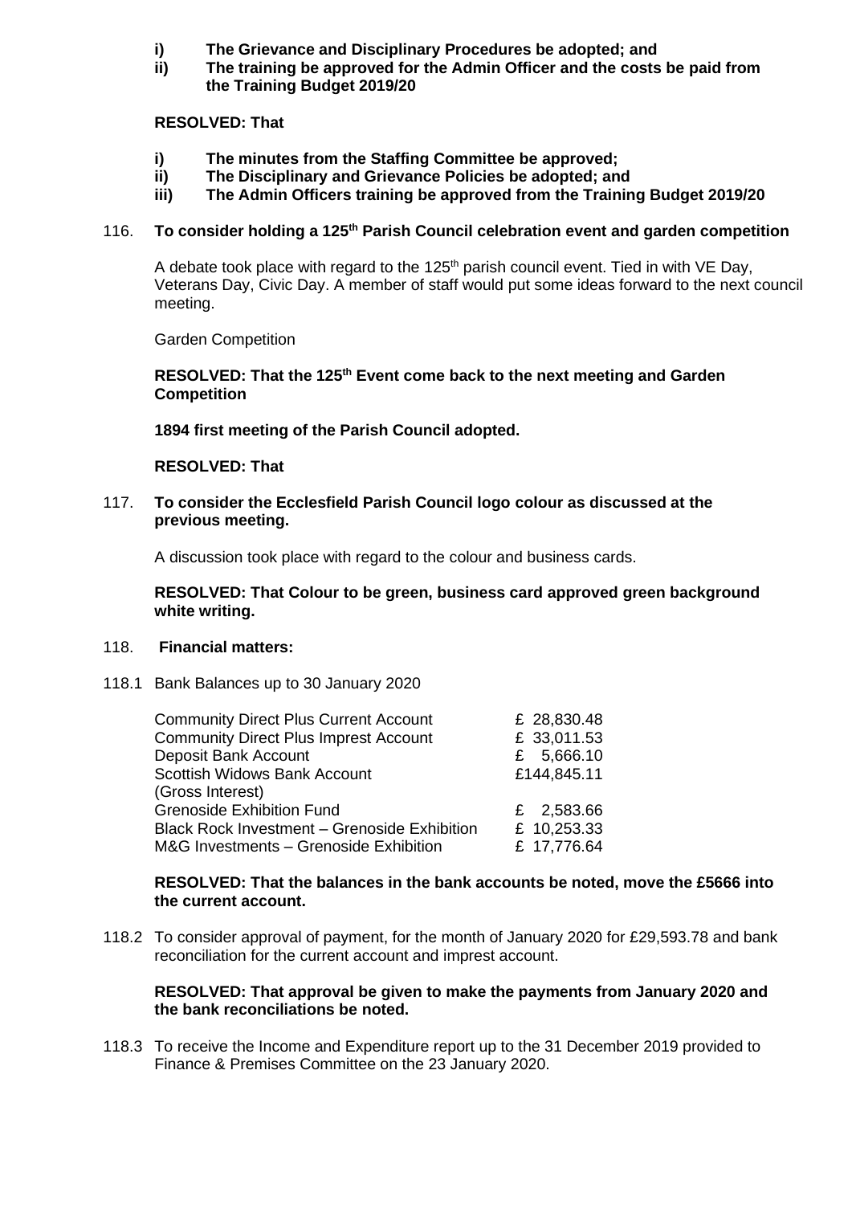**i) The Grievance and Disciplinary Procedures be adopted; and**
**ii) The training be approved for the Admin Officer and the costs be paid from the Training Budget 2019/20**

**RESOLVED: That**

**i) The minutes from the Staffing Committee be approved;**
**ii) The Disciplinary and Grievance Policies be adopted; and**
**iii) The Admin Officers training be approved from the Training Budget 2019/20**

116. **To consider holding a 125th Parish Council celebration event and garden competition**

A debate took place with regard to the 125th parish council event. Tied in with VE Day, Veterans Day, Civic Day. A member of staff would put some ideas forward to the next council meeting.

Garden Competition

**RESOLVED: That the 125th Event come back to the next meeting and Garden Competition**

**1894 first meeting of the Parish Council adopted.**

**RESOLVED: That**

117. **To consider the Ecclesfield Parish Council logo colour as discussed at the previous meeting.**

A discussion took place with regard to the colour and business cards.

**RESOLVED: That Colour to be green, business card approved green background white writing.**

118. **Financial matters:**

118.1 Bank Balances up to 30 January 2020

| | |
|---|---|
| Community Direct Plus Current Account | £ 28,830.48 |
| Community Direct Plus Imprest Account | £ 33,011.53 |
| Deposit Bank Account | £ 5,666.10 |
| Scottish Widows Bank Account (Gross Interest) | £144,845.11 |
| Grenoside Exhibition Fund | £ 2,583.66 |
| Black Rock Investment – Grenoside Exhibition | £ 10,253.33 |
| M&G Investments – Grenoside Exhibition | £ 17,776.64 |

**RESOLVED: That the balances in the bank accounts be noted, move the £5666 into the current account.**

118.2 To consider approval of payment, for the month of January 2020 for £29,593.78 and bank reconciliation for the current account and imprest account.

**RESOLVED: That approval be given to make the payments from January 2020 and the bank reconciliations be noted.**

118.3 To receive the Income and Expenditure report up to the 31 December 2019 provided to Finance & Premises Committee on the 23 January 2020.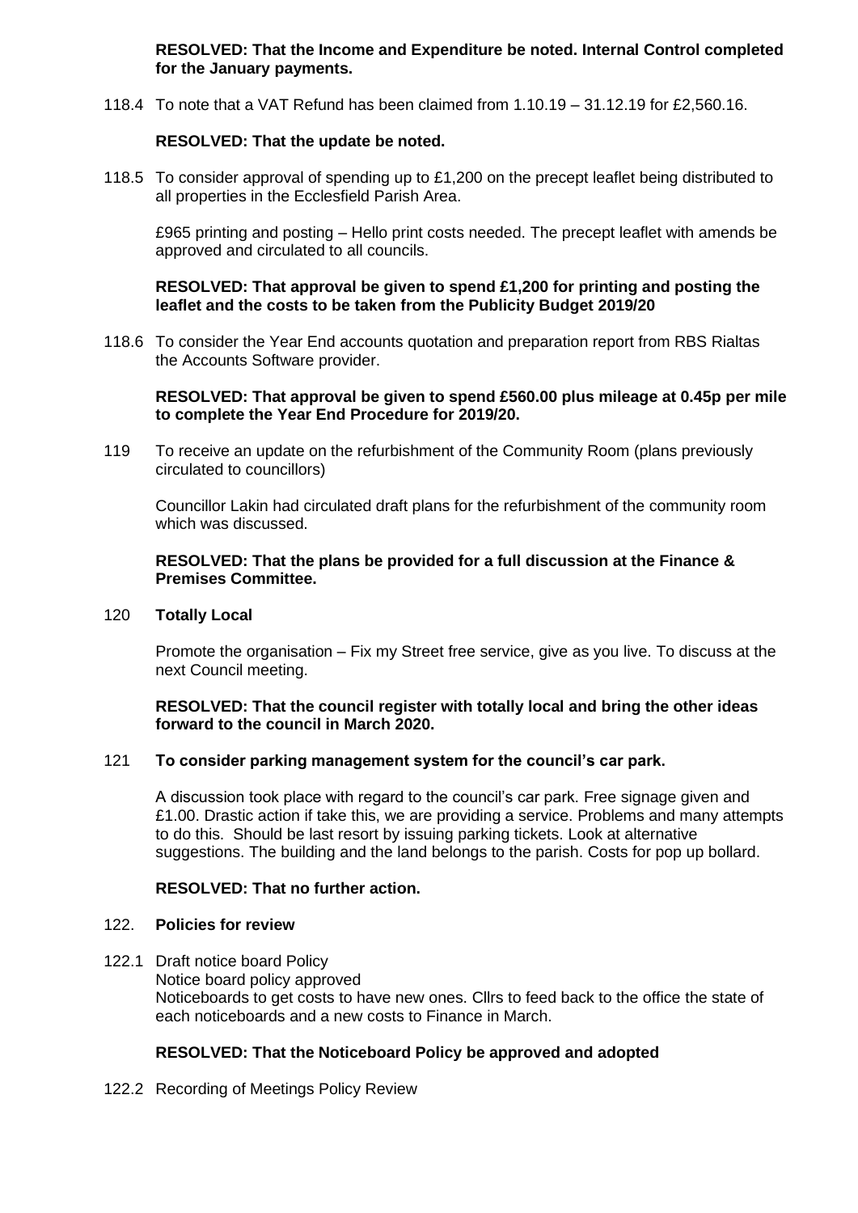**RESOLVED: That the Income and Expenditure be noted. Internal Control completed for the January payments.**

118.4 To note that a VAT Refund has been claimed from 1.10.19 – 31.12.19 for £2,560.16.

**RESOLVED: That the update be noted.**

118.5 To consider approval of spending up to £1,200 on the precept leaflet being distributed to all properties in the Ecclesfield Parish Area.

£965 printing and posting – Hello print costs needed. The precept leaflet with amends be approved and circulated to all councils.

**RESOLVED: That approval be given to spend £1,200 for printing and posting the leaflet and the costs to be taken from the Publicity Budget 2019/20**

118.6 To consider the Year End accounts quotation and preparation report from RBS Rialtas the Accounts Software provider.

**RESOLVED: That approval be given to spend £560.00 plus mileage at 0.45p per mile to complete the Year End Procedure for 2019/20.**

119 To receive an update on the refurbishment of the Community Room (plans previously circulated to councillors)

Councillor Lakin had circulated draft plans for the refurbishment of the community room which was discussed.

**RESOLVED: That the plans be provided for a full discussion at the Finance & Premises Committee.**

120 **Totally Local**

Promote the organisation – Fix my Street free service, give as you live. To discuss at the next Council meeting.

**RESOLVED: That the council register with totally local and bring the other ideas forward to the council in March 2020.**

121 **To consider parking management system for the council's car park.**

A discussion took place with regard to the council's car park. Free signage given and £1.00. Drastic action if take this, we are providing a service. Problems and many attempts to do this. Should be last resort by issuing parking tickets. Look at alternative suggestions. The building and the land belongs to the parish. Costs for pop up bollard.

**RESOLVED: That no further action.**

122. **Policies for review**

122.1 Draft notice board Policy
Notice board policy approved
Noticeboards to get costs to have new ones. Cllrs to feed back to the office the state of each noticeboards and a new costs to Finance in March.

**RESOLVED: That the Noticeboard Policy be approved and adopted**

122.2 Recording of Meetings Policy Review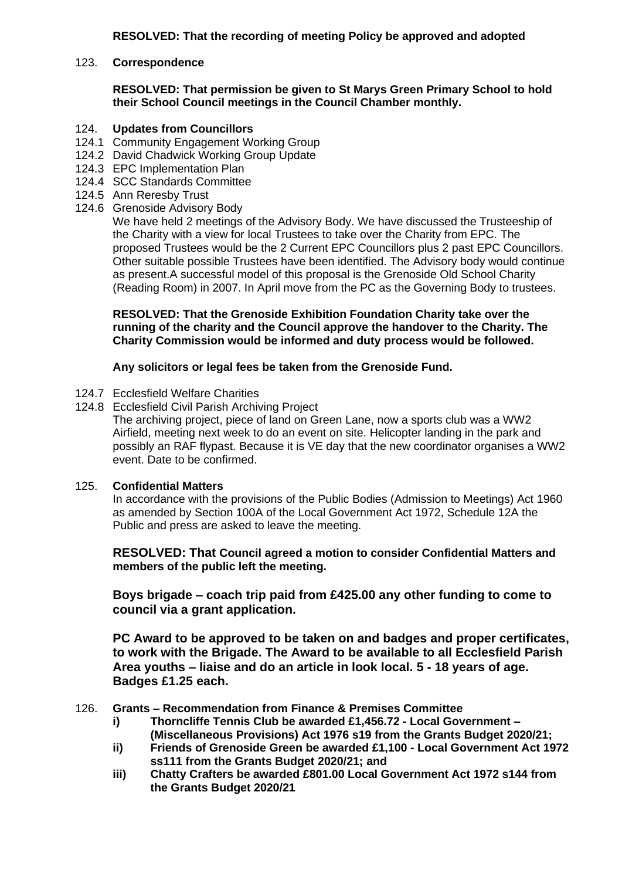**RESOLVED: That the recording of meeting Policy be approved and adopted**

123. **Correspondence**

**RESOLVED: That permission be given to St Marys Green Primary School to hold their School Council meetings in the Council Chamber monthly.**

124. **Updates from Councillors**

124.1 Community Engagement Working Group
124.2 David Chadwick Working Group Update
124.3 EPC Implementation Plan
124.4 SCC Standards Committee
124.5 Ann Reresby Trust
124.6 Grenoside Advisory Body

We have held 2 meetings of the Advisory Body. We have discussed the Trusteeship of the Charity with a view for local Trustees to take over the Charity from EPC. The proposed Trustees would be the 2 Current EPC Councillors plus 2 past EPC Councillors. Other suitable possible Trustees have been identified. The Advisory body would continue as present.A successful model of this proposal is the Grenoside Old School Charity (Reading Room) in 2007. In April move from the PC as the Governing Body to trustees.

**RESOLVED: That the Grenoside Exhibition Foundation Charity take over the running of the charity and the Council approve the handover to the Charity. The Charity Commission would be informed and duty process would be followed.**

**Any solicitors or legal fees be taken from the Grenoside Fund.**

124.7 Ecclesfield Welfare Charities
124.8 Ecclesfield Civil Parish Archiving Project

The archiving project, piece of land on Green Lane, now a sports club was a WW2 Airfield, meeting next week to do an event on site. Helicopter landing in the park and possibly an RAF flypast. Because it is VE day that the new coordinator organises a WW2 event. Date to be confirmed.

125. **Confidential Matters**

In accordance with the provisions of the Public Bodies (Admission to Meetings) Act 1960 as amended by Section 100A of the Local Government Act 1972, Schedule 12A the Public and press are asked to leave the meeting.

**RESOLVED: That Council agreed a motion to consider Confidential Matters and members of the public left the meeting.**

**Boys brigade – coach trip paid from £425.00 any other funding to come to council via a grant application.**

**PC Award to be approved to be taken on and badges and proper certificates, to work with the Brigade. The Award to be available to all Ecclesfield Parish Area youths – liaise and do an article in look local. 5 - 18 years of age. Badges £1.25 each.**

126. **Grants – Recommendation from Finance & Premises Committee**

**i) Thorncliffe Tennis Club be awarded £1,456.72 - Local Government – (Miscellaneous Provisions) Act 1976 s19 from the Grants Budget 2020/21;**

**ii) Friends of Grenoside Green be awarded £1,100 - Local Government Act 1972 ss111 from the Grants Budget 2020/21; and**

**iii) Chatty Crafters be awarded £801.00 Local Government Act 1972 s144 from the Grants Budget 2020/21**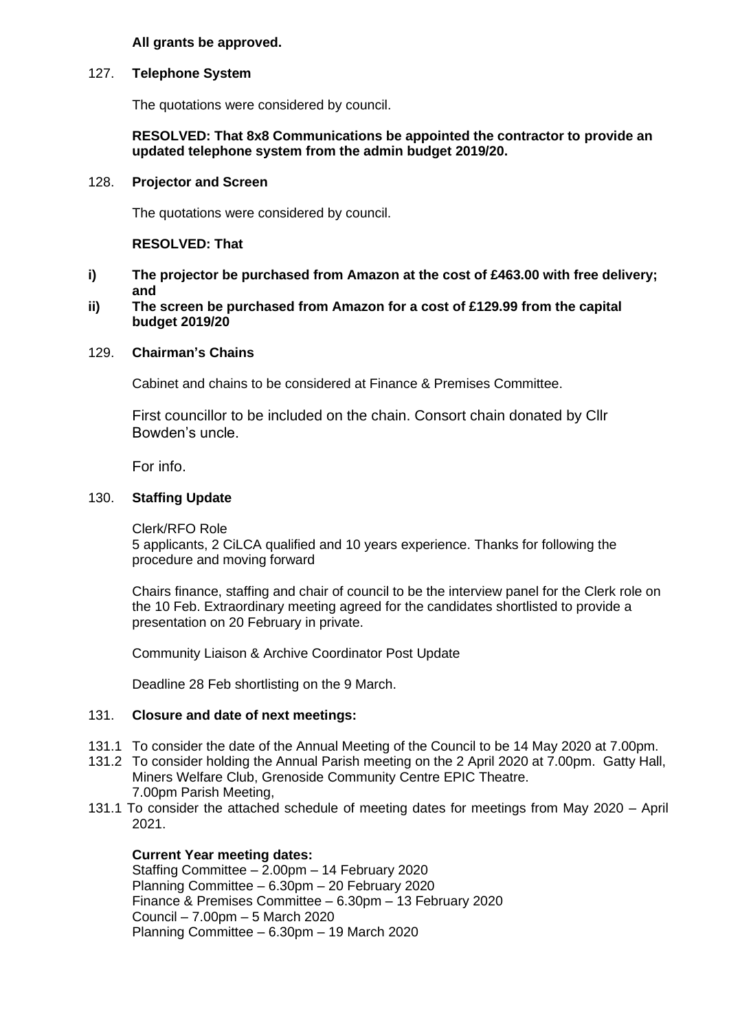**All grants be approved.**

127. **Telephone System**

The quotations were considered by council.

**RESOLVED: That 8x8 Communications be appointed the contractor to provide an updated telephone system from the admin budget 2019/20.**

128. **Projector and Screen**

The quotations were considered by council.

**RESOLVED: That**

- **i) The projector be purchased from Amazon at the cost of £463.00 with free delivery; and**
- **ii) The screen be purchased from Amazon for a cost of £129.99 from the capital budget 2019/20**

129. **Chairman's Chains**

Cabinet and chains to be considered at Finance & Premises Committee.

First councillor to be included on the chain. Consort chain donated by Cllr Bowden's uncle.

For info.

130. **Staffing Update**

Clerk/RFO Role
5 applicants, 2 CiLCA qualified and 10 years experience. Thanks for following the procedure and moving forward

Chairs finance, staffing and chair of council to be the interview panel for the Clerk role on the 10 Feb. Extraordinary meeting agreed for the candidates shortlisted to provide a presentation on 20 February in private.

Community Liaison & Archive Coordinator Post Update

Deadline 28 Feb shortlisting on the 9 March.

131. **Closure and date of next meetings:**

131.1 To consider the date of the Annual Meeting of the Council to be 14 May 2020 at 7.00pm.

131.2 To consider holding the Annual Parish meeting on the 2 April 2020 at 7.00pm. Gatty Hall, Miners Welfare Club, Grenoside Community Centre EPIC Theatre.
7.00pm Parish Meeting,

131.1 To consider the attached schedule of meeting dates for meetings from May 2020 – April 2021.

**Current Year meeting dates:**
Staffing Committee – 2.00pm – 14 February 2020
Planning Committee – 6.30pm – 20 February 2020
Finance & Premises Committee – 6.30pm – 13 February 2020
Council – 7.00pm – 5 March 2020
Planning Committee – 6.30pm – 19 March 2020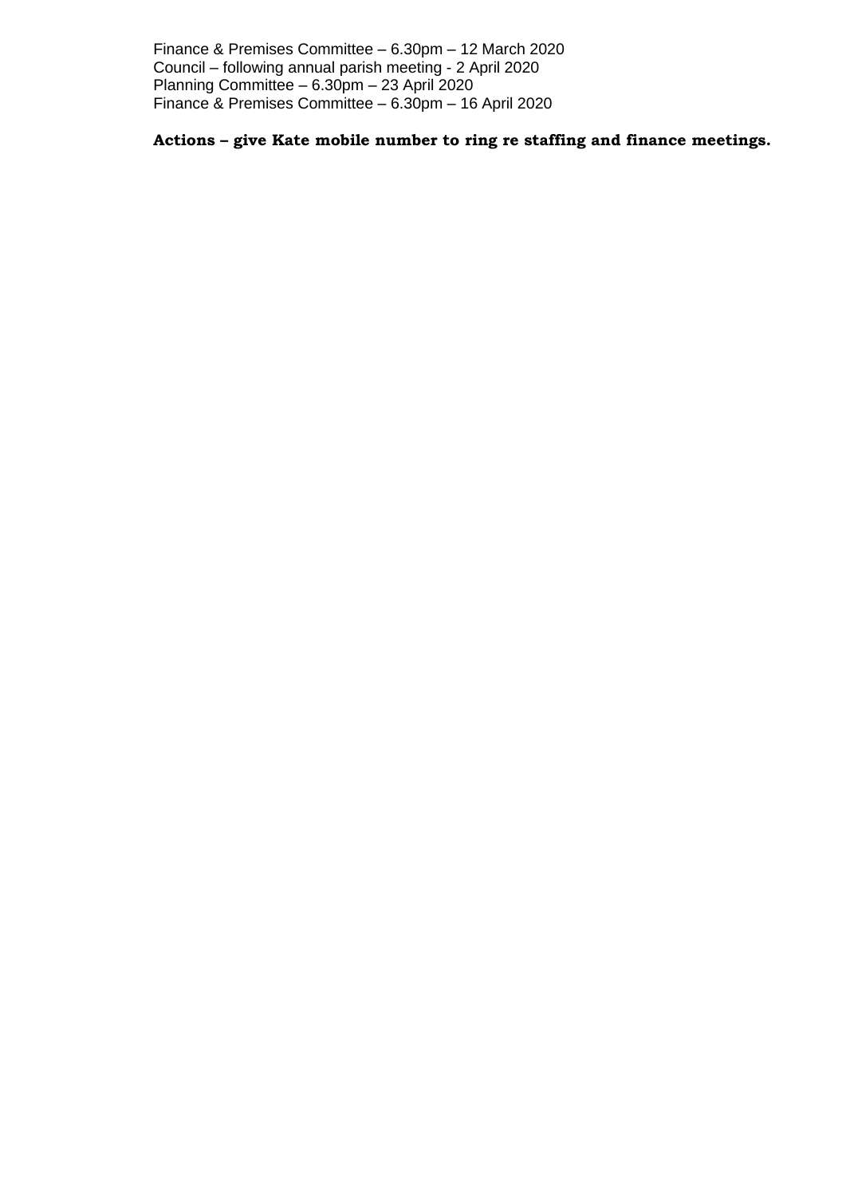Finance & Premises Committee – 6.30pm – 12 March 2020
Council – following annual parish meeting - 2 April 2020
Planning Committee – 6.30pm – 23 April 2020
Finance & Premises Committee – 6.30pm – 16 April 2020

**Actions – give Kate mobile number to ring re staffing and finance meetings.**